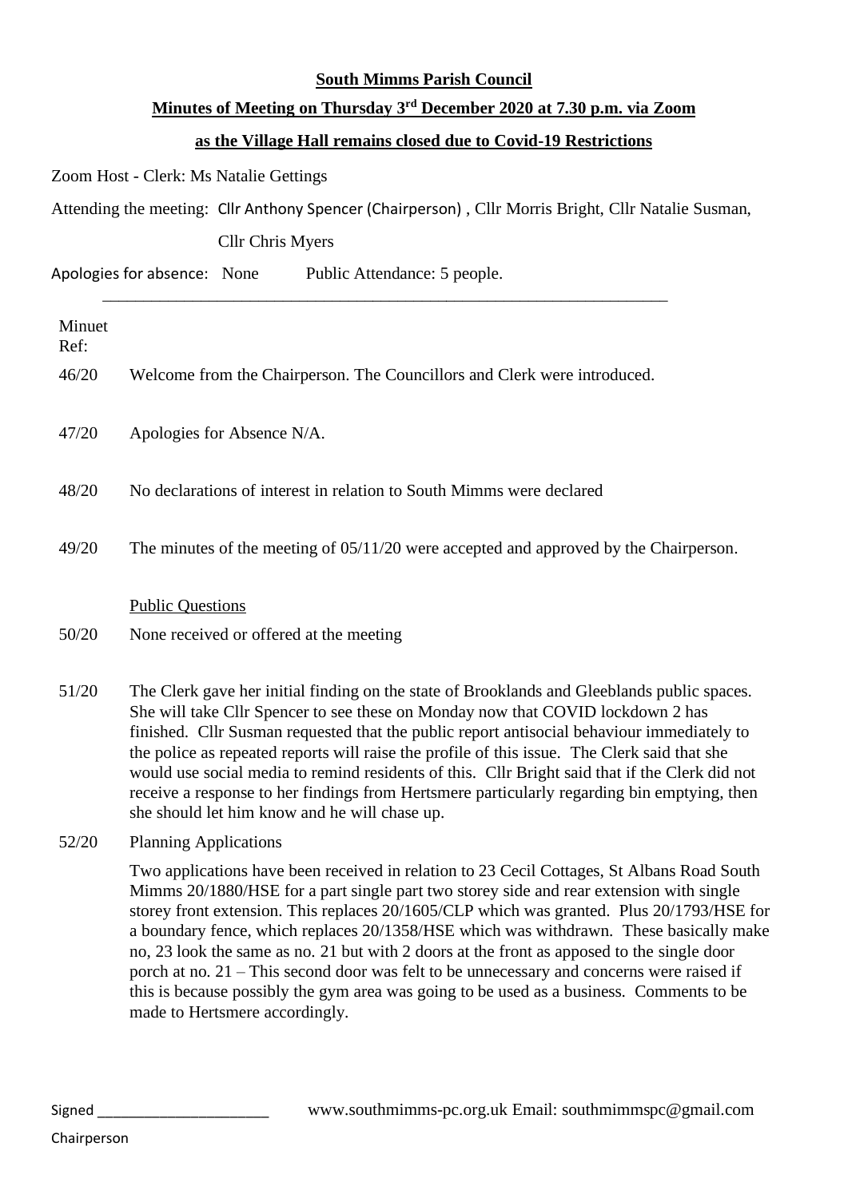**South Mimms Parish Council**

**Minutes of Meeting on Thursday 3rd December 2020 at 7.30 p.m. via Zoom**

**as the Village Hall remains closed due to Covid-19 Restrictions**

Zoom Host - Clerk: Ms Natalie Gettings

Attending the meeting: Cllr Anthony Spencer (Chairperson) , Cllr Morris Bright, Cllr Natalie Susman, Cllr Chris Myers

Apologies for absence: None Public Attendance: 5 people.

---

| Minuet Ref: | |
|---|---|
| 46/20 | Welcome from the Chairperson. The Councillors and Clerk were introduced. |
| 47/20 | Apologies for Absence N/A. |
| 48/20 | No declarations of interest in relation to South Mimms were declared |
| 49/20 | The minutes of the meeting of 05/11/20 were accepted and approved by the Chairperson. |
| | Public Questions |
| 50/20 | None received or offered at the meeting |
| 51/20 | The Clerk gave her initial finding on the state of Brooklands and Gleeblands public spaces. She will take Cllr Spencer to see these on Monday now that COVID lockdown 2 has finished. Cllr Susman requested that the public report antisocial behaviour immediately to the police as repeated reports will raise the profile of this issue. The Clerk said that she would use social media to remind residents of this. Cllr Bright said that if the Clerk did not receive a response to her findings from Hertsmere particularly regarding bin emptying, then she should let him know and he will chase up. |
| 52/20 | Planning Applications<br><br>Two applications have been received in relation to 23 Cecil Cottages, St Albans Road South Mimms 20/1880/HSE for a part single part two storey side and rear extension with single storey front extension. This replaces 20/1605/CLP which was granted. Plus 20/1793/HSE for a boundary fence, which replaces 20/1358/HSE which was withdrawn. These basically make no, 23 look the same as no. 21 but with 2 doors at the front as apposed to the single door porch at no. 21 – This second door was felt to be unnecessary and concerns were raised if this is because possibly the gym area was going to be used as a business. Comments to be made to Hertsmere accordingly. |

Signed ______________________ www.southmimms-pc.org.uk Email: southmimmspc@gmail.com

Chairperson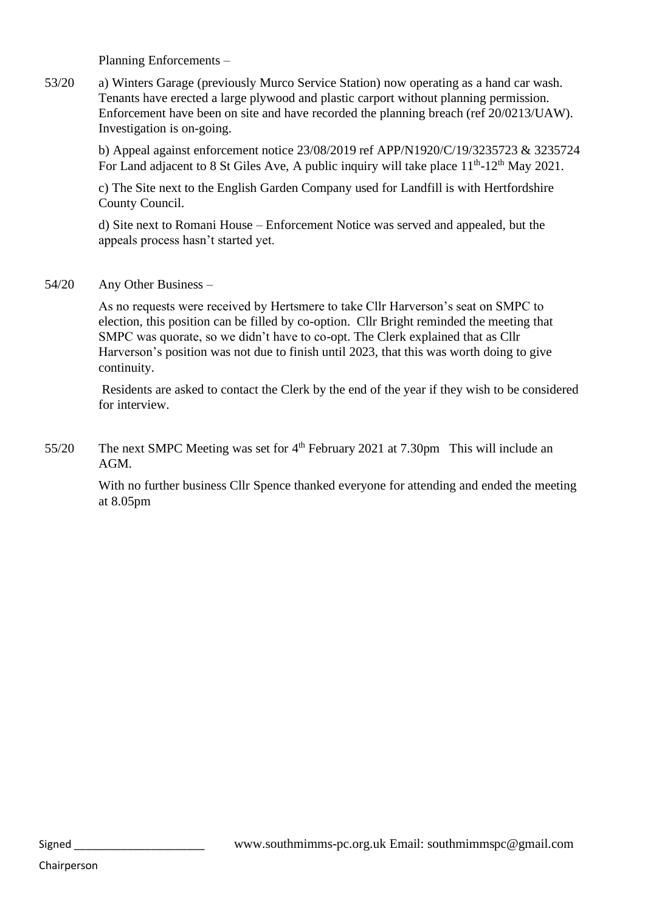Planning Enforcements –

53/20 a) Winters Garage (previously Murco Service Station) now operating as a hand car wash. Tenants have erected a large plywood and plastic carport without planning permission. Enforcement have been on site and have recorded the planning breach (ref 20/0213/UAW). Investigation is on-going.

b) Appeal against enforcement notice 23/08/2019 ref APP/N1920/C/19/3235723 & 3235724 For Land adjacent to 8 St Giles Ave, A public inquiry will take place 11th-12th May 2021.

c) The Site next to the English Garden Company used for Landfill is with Hertfordshire County Council.

d) Site next to Romani House – Enforcement Notice was served and appealed, but the appeals process hasn't started yet.

54/20 Any Other Business –

As no requests were received by Hertsmere to take Cllr Harverson's seat on SMPC to election, this position can be filled by co-option. Cllr Bright reminded the meeting that SMPC was quorate, so we didn't have to co-opt. The Clerk explained that as Cllr Harverson's position was not due to finish until 2023, that this was worth doing to give continuity.

Residents are asked to contact the Clerk by the end of the year if they wish to be considered for interview.

55/20 The next SMPC Meeting was set for 4th February 2021 at 7.30pm This will include an AGM.

With no further business Cllr Spence thanked everyone for attending and ended the meeting at 8.05pm

Signed ______________________

Chairperson

www.southmimms-pc.org.uk Email: southmimmspc@gmail.com